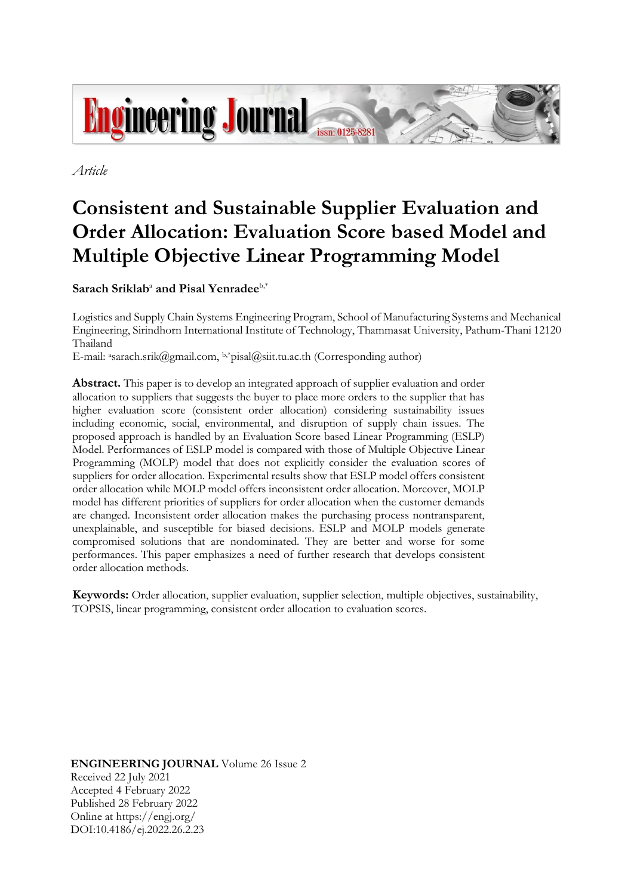*Article*

# Consistent and Sustainable Supplier Evaluation and Order Allocation: Evaluation Score based Model and Multiple Objective Linear Programming Model

**Sarach Sriklab**[a] **and Pisal Yenradee**[b,*]

Logistics and Supply Chain Systems Engineering Program, School of Manufacturing Systems and Mechanical Engineering, Sirindhorn International Institute of Technology, Thammasat University, Pathum-Thani 12120 Thailand

E-mail: [a]sarach.srik@gmail.com, [b,*]pisal@siit.tu.ac.th (Corresponding author)

**Abstract.** This paper is to develop an integrated approach of supplier evaluation and order allocation to suppliers that suggests the buyer to place more orders to the supplier that has higher evaluation score (consistent order allocation) considering sustainability issues including economic, social, environmental, and disruption of supply chain issues. The proposed approach is handled by an Evaluation Score based Linear Programming (ESLP) Model. Performances of ESLP model is compared with those of Multiple Objective Linear Programming (MOLP) model that does not explicitly consider the evaluation scores of suppliers for order allocation. Experimental results show that ESLP model offers consistent order allocation while MOLP model offers inconsistent order allocation. Moreover, MOLP model has different priorities of suppliers for order allocation when the customer demands are changed. Inconsistent order allocation makes the purchasing process nontransparent, unexplainable, and susceptible for biased decisions. ESLP and MOLP models generate compromised solutions that are nondominated. They are better and worse for some performances. This paper emphasizes a need of further research that develops consistent order allocation methods.

**Keywords:** Order allocation, supplier evaluation, supplier selection, multiple objectives, sustainability, TOPSIS, linear programming, consistent order allocation to evaluation scores.

**ENGINEERING JOURNAL** Volume 26 Issue 2
Received 22 July 2021
Accepted 4 February 2022
Published 28 February 2022
Online at https://engj.org/
DOI:10.4186/ej.2022.26.2.23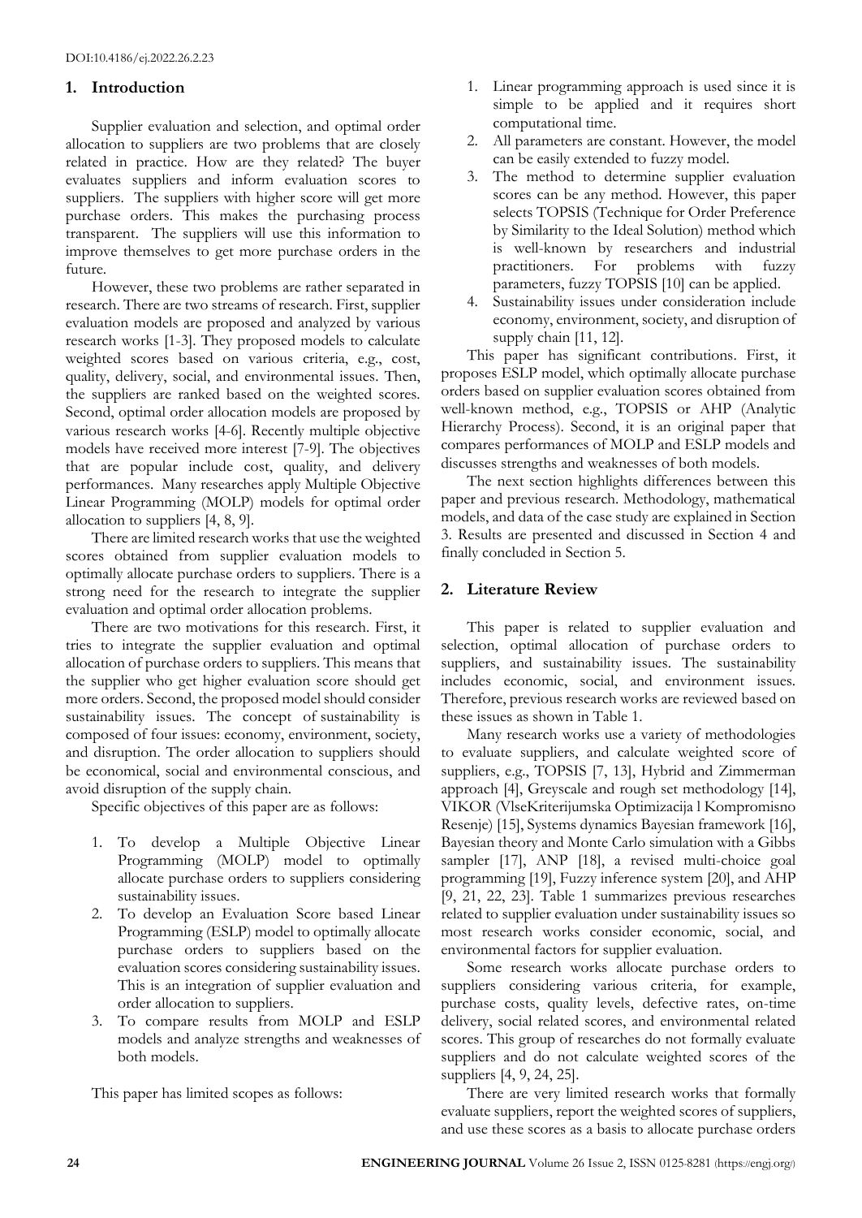## 1. Introduction

Supplier evaluation and selection, and optimal order allocation to suppliers are two problems that are closely related in practice. How are they related? The buyer evaluates suppliers and inform evaluation scores to suppliers. The suppliers with higher score will get more purchase orders. This makes the purchasing process transparent. The suppliers will use this information to improve themselves to get more purchase orders in the future.

However, these two problems are rather separated in research. There are two streams of research. First, supplier evaluation models are proposed and analyzed by various research works [1-3]. They proposed models to calculate weighted scores based on various criteria, e.g., cost, quality, delivery, social, and environmental issues. Then, the suppliers are ranked based on the weighted scores. Second, optimal order allocation models are proposed by various research works [4-6]. Recently multiple objective models have received more interest [7-9]. The objectives that are popular include cost, quality, and delivery performances. Many researches apply Multiple Objective Linear Programming (MOLP) models for optimal order allocation to suppliers [4, 8, 9].

There are limited research works that use the weighted scores obtained from supplier evaluation models to optimally allocate purchase orders to suppliers. There is a strong need for the research to integrate the supplier evaluation and optimal order allocation problems.

There are two motivations for this research. First, it tries to integrate the supplier evaluation and optimal allocation of purchase orders to suppliers. This means that the supplier who get higher evaluation score should get more orders. Second, the proposed model should consider sustainability issues. The concept of sustainability is composed of four issues: economy, environment, society, and disruption. The order allocation to suppliers should be economical, social and environmental conscious, and avoid disruption of the supply chain.

Specific objectives of this paper are as follows:

1. To develop a Multiple Objective Linear Programming (MOLP) model to optimally allocate purchase orders to suppliers considering sustainability issues.
2. To develop an Evaluation Score based Linear Programming (ESLP) model to optimally allocate purchase orders to suppliers based on the evaluation scores considering sustainability issues. This is an integration of supplier evaluation and order allocation to suppliers.
3. To compare results from MOLP and ESLP models and analyze strengths and weaknesses of both models.

This paper has limited scopes as follows:

1. Linear programming approach is used since it is simple to be applied and it requires short computational time.
2. All parameters are constant. However, the model can be easily extended to fuzzy model.
3. The method to determine supplier evaluation scores can be any method. However, this paper selects TOPSIS (Technique for Order Preference by Similarity to the Ideal Solution) method which is well-known by researchers and industrial practitioners. For problems with fuzzy parameters, fuzzy TOPSIS [10] can be applied.
4. Sustainability issues under consideration include economy, environment, society, and disruption of supply chain [11, 12].

This paper has significant contributions. First, it proposes ESLP model, which optimally allocate purchase orders based on supplier evaluation scores obtained from well-known method, e.g., TOPSIS or AHP (Analytic Hierarchy Process). Second, it is an original paper that compares performances of MOLP and ESLP models and discusses strengths and weaknesses of both models.

The next section highlights differences between this paper and previous research. Methodology, mathematical models, and data of the case study are explained in Section 3. Results are presented and discussed in Section 4 and finally concluded in Section 5.

## 2. Literature Review

This paper is related to supplier evaluation and selection, optimal allocation of purchase orders to suppliers, and sustainability issues. The sustainability includes economic, social, and environment issues. Therefore, previous research works are reviewed based on these issues as shown in Table 1.

Many research works use a variety of methodologies to evaluate suppliers, and calculate weighted score of suppliers, e.g., TOPSIS [7, 13], Hybrid and Zimmerman approach [4], Greyscale and rough set methodology [14], VIKOR (VlseKriterijumska Optimizacija l Kompromisno Resenje) [15], Systems dynamics Bayesian framework [16], Bayesian theory and Monte Carlo simulation with a Gibbs sampler [17], ANP [18], a revised multi-choice goal programming [19], Fuzzy inference system [20], and AHP [9, 21, 22, 23]. Table 1 summarizes previous researches related to supplier evaluation under sustainability issues so most research works consider economic, social, and environmental factors for supplier evaluation.

Some research works allocate purchase orders to suppliers considering various criteria, for example, purchase costs, quality levels, defective rates, on-time delivery, social related scores, and environmental related scores. This group of researches do not formally evaluate suppliers and do not calculate weighted scores of the suppliers [4, 9, 24, 25].

There are very limited research works that formally evaluate suppliers, report the weighted scores of suppliers, and use these scores as a basis to allocate purchase orders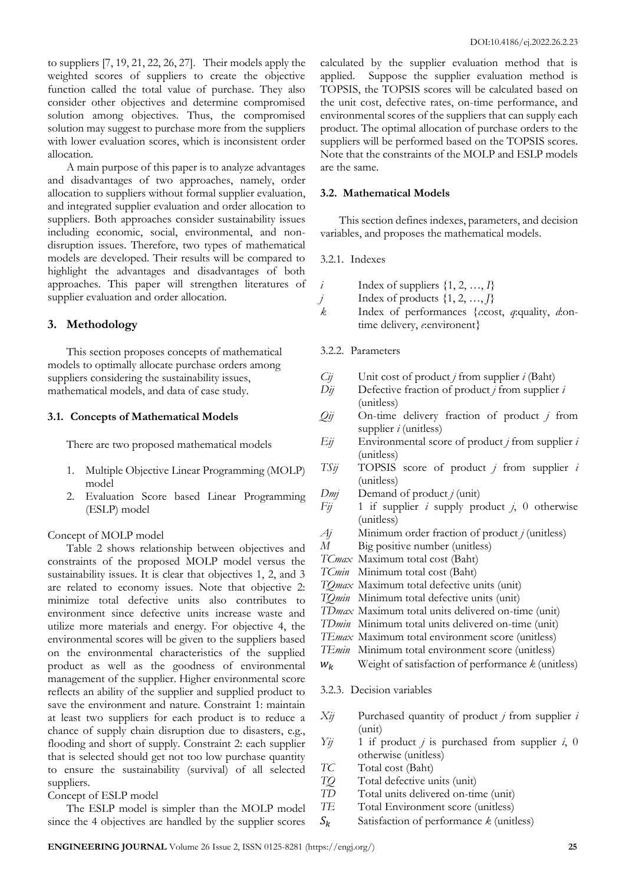to suppliers [7, 19, 21, 22, 26, 27]. Their models apply the weighted scores of suppliers to create the objective function called the total value of purchase. They also consider other objectives and determine compromised solution among objectives. Thus, the compromised solution may suggest to purchase more from the suppliers with lower evaluation scores, which is inconsistent order allocation.

A main purpose of this paper is to analyze advantages and disadvantages of two approaches, namely, order allocation to suppliers without formal supplier evaluation, and integrated supplier evaluation and order allocation to suppliers. Both approaches consider sustainability issues including economic, social, environmental, and non-disruption issues. Therefore, two types of mathematical models are developed. Their results will be compared to highlight the advantages and disadvantages of both approaches. This paper will strengthen literatures of supplier evaluation and order allocation.

## 3. Methodology

This section proposes concepts of mathematical models to optimally allocate purchase orders among suppliers considering the sustainability issues, mathematical models, and data of case study.

### 3.1. Concepts of Mathematical Models

There are two proposed mathematical models

1. Multiple Objective Linear Programming (MOLP) model
2. Evaluation Score based Linear Programming (ESLP) model

Concept of MOLP model

Table 2 shows relationship between objectives and constraints of the proposed MOLP model versus the sustainability issues. It is clear that objectives 1, 2, and 3 are related to economy issues. Note that objective 2: minimize total defective units also contributes to environment since defective units increase waste and utilize more materials and energy. For objective 4, the environmental scores will be given to the suppliers based on the environmental characteristics of the supplied product as well as the goodness of environmental management of the supplier. Higher environmental score reflects an ability of the supplier and supplied product to save the environment and nature. Constraint 1: maintain at least two suppliers for each product is to reduce a chance of supply chain disruption due to disasters, e.g., flooding and short of supply. Constraint 2: each supplier that is selected should get not too low purchase quantity to ensure the sustainability (survival) of all selected suppliers.

Concept of ESLP model

The ESLP model is simpler than the MOLP model since the 4 objectives are handled by the supplier scores calculated by the supplier evaluation method that is applied. Suppose the supplier evaluation method is TOPSIS, the TOPSIS scores will be calculated based on the unit cost, defective rates, on-time performance, and environmental scores of the suppliers that can supply each product. The optimal allocation of purchase orders to the suppliers will be performed based on the TOPSIS scores. Note that the constraints of the MOLP and ESLP models are the same.

### 3.2. Mathematical Models

This section defines indexes, parameters, and decision variables, and proposes the mathematical models.

#### 3.2.1. Indexes

- $i$ Index of suppliers $\{1, 2, \ldots, I\}$
- $j$ Index of products $\{1, 2, \ldots, J\}$
- $k$ Index of performances $\{c$:cost, $q$:quality, $d$:on-time delivery, $e$:environent$\}$

#### 3.2.2. Parameters

- $Cij$ Unit cost of product $j$ from supplier $i$ (Baht)
- $Dij$ Defective fraction of product $j$ from supplier $i$ (unitless)
- $Qij$ On-time delivery fraction of product $j$ from supplier $i$ (unitless)
- $Eij$ Environmental score of product $j$ from supplier $i$ (unitless)
- $TSij$ TOPSIS score of product $j$ from supplier $i$ (unitless)
- $Dmj$ Demand of product $j$ (unit)
- $Fij$ 1 if supplier $i$ supply product $j$, 0 otherwise (unitless)
- $Aj$ Minimum order fraction of product $j$ (unitless)
- $M$ Big positive number (unitless)
- $TCmax$ Maximum total cost (Baht)
- $TCmin$ Minimum total cost (Baht)
- $TQmax$ Maximum total defective units (unit)
- $TQmin$ Minimum total defective units (unit)
- $TDmax$ Maximum total units delivered on-time (unit)
- $TDmin$ Minimum total units delivered on-time (unit)
- $TEmax$ Maximum total environment score (unitless)
- $TEmin$ Minimum total environment score (unitless)
- $w_k$ Weight of satisfaction of performance $k$ (unitless)

#### 3.2.3. Decision variables

- $Xij$ Purchased quantity of product $j$ from supplier $i$ (unit)
- $Yij$ 1 if product $j$ is purchased from supplier $i$, 0 otherwise (unitless)
- $TC$ Total cost (Baht)
- $TQ$ Total defective units (unit)
- $TD$ Total units delivered on-time (unit)
- $TE$ Total Environment score (unitless)
- $S_k$ Satisfaction of performance $k$ (unitless)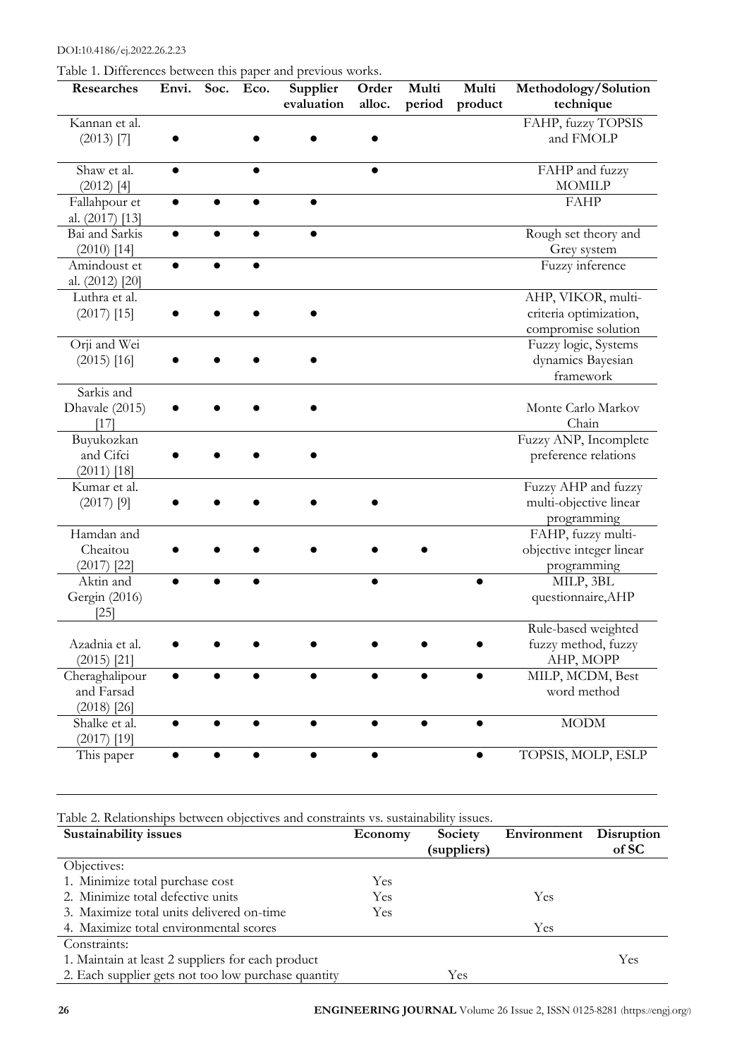Table 1. Differences between this paper and previous works.

| Researches | Envi. | Soc. | Eco. | Supplier evaluation | Order alloc. | Multi period | Multi product | Methodology/Solution technique |
|---|---|---|---|---|---|---|---|---|
| Kannan et al. (2013) [7] | ● | | ● | ● | ● | | | FAHP, fuzzy TOPSIS and FMOLP |
| Shaw et al. (2012) [4] | ● | | ● | | ● | | | FAHP and fuzzy MOMILP |
| Fallahpour et al. (2017) [13] | ● | ● | ● | ● | | | | FAHP |
| Bai and Sarkis (2010) [14] | ● | ● | ● | ● | | | | Rough set theory and Grey system |
| Amindoust et al. (2012) [20] | ● | ● | ● | | | | | Fuzzy inference |
| Luthra et al. (2017) [15] | ● | ● | ● | ● | | | | AHP, VIKOR, multi-criteria optimization, compromise solution |
| Orji and Wei (2015) [16] | ● | ● | ● | ● | | | | Fuzzy logic, Systems dynamics Bayesian framework |
| Sarkis and Dhavale (2015) [17] | ● | ● | ● | ● | | | | Monte Carlo Markov Chain |
| Buyukozkan and Cifci (2011) [18] | ● | ● | ● | ● | | | | Fuzzy ANP, Incomplete preference relations |
| Kumar et al. (2017) [9] | ● | ● | ● | ● | ● | | | Fuzzy AHP and fuzzy multi-objective linear programming |
| Hamdan and Cheaitou (2017) [22] | ● | ● | ● | ● | ● | ● | | FAHP, fuzzy multi-objective integer linear programming |
| Aktin and Gergin (2016) [25] | ● | ● | ● | | ● | | ● | MILP, 3BL questionnaire,AHP |
| Azadnia et al. (2015) [21] | ● | ● | ● | ● | ● | ● | ● | Rule-based weighted fuzzy method, fuzzy AHP, MOPP |
| Cheraghalipour and Farsad (2018) [26] | ● | ● | ● | ● | ● | ● | ● | MILP, MCDM, Best word method |
| Shalke et al. (2017) [19] | ● | ● | ● | ● | ● | ● | ● | MODM |
| This paper | ● | ● | ● | ● | ● | | ● | TOPSIS, MOLP, ESLP |

Table 2. Relationships between objectives and constraints vs. sustainability issues.

| Sustainability issues | Economy | Society (suppliers) | Environment | Disruption of SC |
|---|---|---|---|---|
| Objectives: | | | | |
| 1. Minimize total purchase cost | Yes | | | |
| 2. Minimize total defective units | Yes | | Yes | |
| 3. Maximize total units delivered on-time | Yes | | | |
| 4. Maximize total environmental scores | | | Yes | |
| Constraints: | | | | |
| 1. Maintain at least 2 suppliers for each product | | | | Yes |
| 2. Each supplier gets not too low purchase quantity | | Yes | | |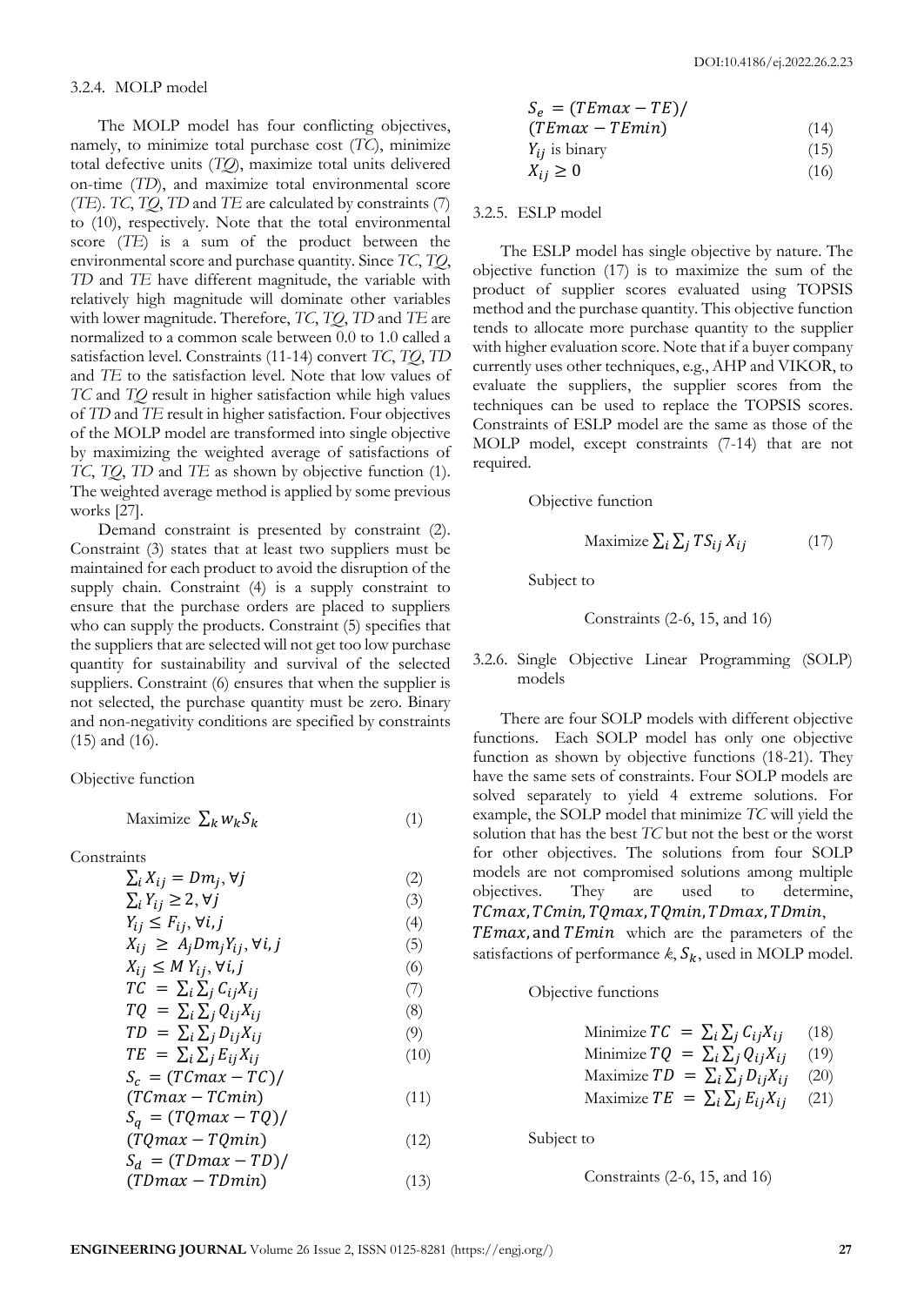#### 3.2.4. MOLP model

The MOLP model has four conflicting objectives, namely, to minimize total purchase cost (*TC*), minimize total defective units (*TQ*), maximize total units delivered on-time (*TD*), and maximize total environmental score (*TE*). *TC*, *TQ*, *TD* and *TE* are calculated by constraints (7) to (10), respectively. Note that the total environmental score (*TE*) is a sum of the product between the environmental score and purchase quantity. Since *TC*, *TQ*, *TD* and *TE* have different magnitude, the variable with relatively high magnitude will dominate other variables with lower magnitude. Therefore, *TC*, *TQ*, *TD* and *TE* are normalized to a common scale between 0.0 to 1.0 called a satisfaction level. Constraints (11-14) convert *TC*, *TQ*, *TD* and *TE* to the satisfaction level. Note that low values of *TC* and *TQ* result in higher satisfaction while high values of *TD* and *TE* result in higher satisfaction. Four objectives of the MOLP model are transformed into single objective by maximizing the weighted average of satisfactions of *TC*, *TQ*, *TD* and *TE* as shown by objective function (1). The weighted average method is applied by some previous works [27].

Demand constraint is presented by constraint (2). Constraint (3) states that at least two suppliers must be maintained for each product to avoid the disruption of the supply chain. Constraint (4) is a supply constraint to ensure that the purchase orders are placed to suppliers who can supply the products. Constraint (5) specifies that the suppliers that are selected will not get too low purchase quantity for sustainability and survival of the selected suppliers. Constraint (6) ensures that when the supplier is not selected, the purchase quantity must be zero. Binary and non-negativity conditions are specified by constraints (15) and (16).

Objective function

$$\text{Maximize } \sum_k w_k S_k \tag{1}$$

Constraints

$$\sum_i X_{ij} = Dm_j, \forall j \tag{2}$$

$$\sum_i Y_{ij} \geq 2, \forall j \tag{3}$$

$$Y_{ij} \leq F_{ij}, \forall i, j \tag{4}$$

$$X_{ij} \geq A_j Dm_j Y_{ij}, \forall i, j \tag{5}$$

$$X_{ij} \leq M\, Y_{ij}, \forall i, j \tag{6}$$

$$TC = \sum_i \sum_j C_{ij} X_{ij} \tag{7}$$

$$TQ = \sum_i \sum_j Q_{ij} X_{ij} \tag{8}$$

$$TD = \sum_i \sum_j D_{ij} X_{ij} \tag{9}$$

$$TE = \sum_i \sum_j E_{ij} X_{ij} \tag{10}$$

$$S_c = (TCmax - TC)/(TCmax - TCmin) \tag{11}$$

$$S_q = (TQmax - TQ)/(TQmax - TQmin) \tag{12}$$

$$S_d = (TDmax - TD)/(TDmax - TDmin) \tag{13}$$

$$S_e = (TEmax - TE)/(TEmax - TEmin) \tag{14}$$

$$Y_{ij} \text{ is binary} \tag{15}$$

$$X_{ij} \geq 0 \tag{16}$$

#### 3.2.5. ESLP model

The ESLP model has single objective by nature. The objective function (17) is to maximize the sum of the product of supplier scores evaluated using TOPSIS method and the purchase quantity. This objective function tends to allocate more purchase quantity to the supplier with higher evaluation score. Note that if a buyer company currently uses other techniques, e.g., AHP and VIKOR, to evaluate the suppliers, the supplier scores from the techniques can be used to replace the TOPSIS scores. Constraints of ESLP model are the same as those of the MOLP model, except constraints (7-14) that are not required.

Objective function

$$\text{Maximize } \sum_i \sum_j TS_{ij} X_{ij} \tag{17}$$

Subject to

Constraints (2-6, 15, and 16)

#### 3.2.6. Single Objective Linear Programming (SOLP) models

There are four SOLP models with different objective functions. Each SOLP model has only one objective function as shown by objective functions (18-21). They have the same sets of constraints. Four SOLP models are solved separately to yield 4 extreme solutions. For example, the SOLP model that minimize *TC* will yield the solution that has the best *TC* but not the best or the worst for other objectives. The solutions from four SOLP models are not compromised solutions among multiple objectives. They are used to determine, $TCmax, TCmin, TQmax, TQmin, TDmax, TDmin$, $TEmax$, and $TEmin$ which are the parameters of the satisfactions of performance $k$, $S_k$, used in MOLP model.

Objective functions

$$\text{Minimize } TC = \sum_i \sum_j C_{ij} X_{ij} \tag{18}$$

$$\text{Minimize } TQ = \sum_i \sum_j Q_{ij} X_{ij} \tag{19}$$

$$\text{Maximize } TD = \sum_i \sum_j D_{ij} X_{ij} \tag{20}$$

$$\text{Maximize } TE = \sum_i \sum_j E_{ij} X_{ij} \tag{21}$$

Subject to

Constraints (2-6, 15, and 16)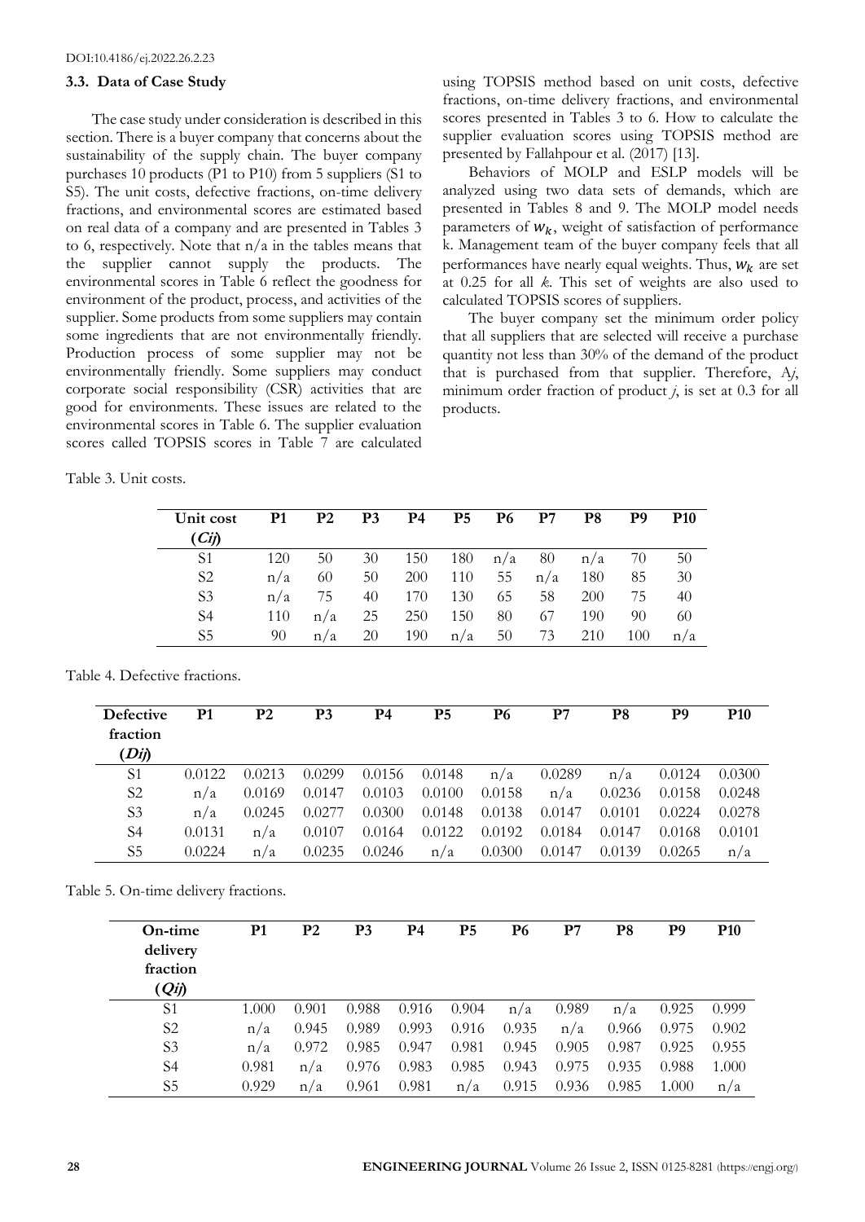### 3.3. Data of Case Study

The case study under consideration is described in this section. There is a buyer company that concerns about the sustainability of the supply chain. The buyer company purchases 10 products (P1 to P10) from 5 suppliers (S1 to S5). The unit costs, defective fractions, on-time delivery fractions, and environmental scores are estimated based on real data of a company and are presented in Tables 3 to 6, respectively. Note that n/a in the tables means that the supplier cannot supply the products. The environmental scores in Table 6 reflect the goodness for environment of the product, process, and activities of the supplier. Some products from some suppliers may contain some ingredients that are not environmentally friendly. Production process of some supplier may not be environmentally friendly. Some suppliers may conduct corporate social responsibility (CSR) activities that are good for environments. These issues are related to the environmental scores in Table 6. The supplier evaluation scores called TOPSIS scores in Table 7 are calculated using TOPSIS method based on unit costs, defective fractions, on-time delivery fractions, and environmental scores presented in Tables 3 to 6. How to calculate the supplier evaluation scores using TOPSIS method are presented by Fallahpour et al. (2017) [13].

Behaviors of MOLP and ESLP models will be analyzed using two data sets of demands, which are presented in Tables 8 and 9. The MOLP model needs parameters of $w_k$, weight of satisfaction of performance k. Management team of the buyer company feels that all performances have nearly equal weights. Thus, $w_k$ are set at 0.25 for all *k*. This set of weights are also used to calculated TOPSIS scores of suppliers.

The buyer company set the minimum order policy that all suppliers that are selected will receive a purchase quantity not less than 30% of the demand of the product that is purchased from that supplier. Therefore, $A_j$, minimum order fraction of product *j*, is set at 0.3 for all products.

Table 3. Unit costs.

| Unit cost ($C_{ij}$) | P1 | P2 | P3 | P4 | P5 | P6 | P7 | P8 | P9 | P10 |
|---|---|---|---|---|---|---|---|---|---|---|
| S1 | 120 | 50 | 30 | 150 | 180 | n/a | 80 | n/a | 70 | 50 |
| S2 | n/a | 60 | 50 | 200 | 110 | 55 | n/a | 180 | 85 | 30 |
| S3 | n/a | 75 | 40 | 170 | 130 | 65 | 58 | 200 | 75 | 40 |
| S4 | 110 | n/a | 25 | 250 | 150 | 80 | 67 | 190 | 90 | 60 |
| S5 | 90 | n/a | 20 | 190 | n/a | 50 | 73 | 210 | 100 | n/a |

Table 4. Defective fractions.

| Defective fraction ($D_{ij}$) | P1 | P2 | P3 | P4 | P5 | P6 | P7 | P8 | P9 | P10 |
|---|---|---|---|---|---|---|---|---|---|---|
| S1 | 0.0122 | 0.0213 | 0.0299 | 0.0156 | 0.0148 | n/a | 0.0289 | n/a | 0.0124 | 0.0300 |
| S2 | n/a | 0.0169 | 0.0147 | 0.0103 | 0.0100 | 0.0158 | n/a | 0.0236 | 0.0158 | 0.0248 |
| S3 | n/a | 0.0245 | 0.0277 | 0.0300 | 0.0148 | 0.0138 | 0.0147 | 0.0101 | 0.0224 | 0.0278 |
| S4 | 0.0131 | n/a | 0.0107 | 0.0164 | 0.0122 | 0.0192 | 0.0184 | 0.0147 | 0.0168 | 0.0101 |
| S5 | 0.0224 | n/a | 0.0235 | 0.0246 | n/a | 0.0300 | 0.0147 | 0.0139 | 0.0265 | n/a |

Table 5. On-time delivery fractions.

| On-time delivery fraction ($Q_{ij}$) | P1 | P2 | P3 | P4 | P5 | P6 | P7 | P8 | P9 | P10 |
|---|---|---|---|---|---|---|---|---|---|---|
| S1 | 1.000 | 0.901 | 0.988 | 0.916 | 0.904 | n/a | 0.989 | n/a | 0.925 | 0.999 |
| S2 | n/a | 0.945 | 0.989 | 0.993 | 0.916 | 0.935 | n/a | 0.966 | 0.975 | 0.902 |
| S3 | n/a | 0.972 | 0.985 | 0.947 | 0.981 | 0.945 | 0.905 | 0.987 | 0.925 | 0.955 |
| S4 | 0.981 | n/a | 0.976 | 0.983 | 0.985 | 0.943 | 0.975 | 0.935 | 0.988 | 1.000 |
| S5 | 0.929 | n/a | 0.961 | 0.981 | n/a | 0.915 | 0.936 | 0.985 | 1.000 | n/a |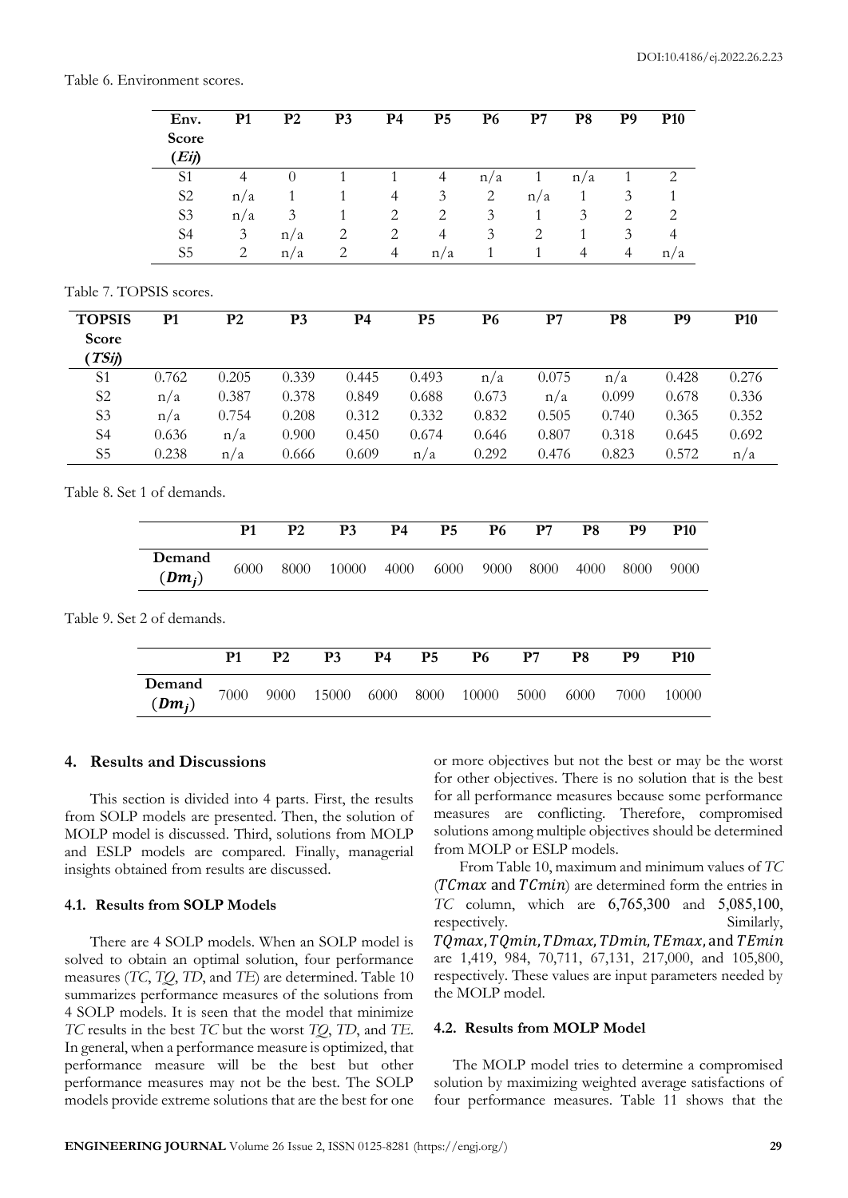Table 6. Environment scores.

| Env. Score ($Eij$) | P1 | P2 | P3 | P4 | P5 | P6 | P7 | P8 | P9 | P10 |
|---|---|---|---|---|---|---|---|---|---|---|
| S1 | 4 | 0 | 1 | 1 | 4 | n/a | 1 | n/a | 1 | 2 |
| S2 | n/a | 1 | 1 | 4 | 3 | 2 | n/a | 1 | 3 | 1 |
| S3 | n/a | 3 | 1 | 2 | 2 | 3 | 1 | 3 | 2 | 2 |
| S4 | 3 | n/a | 2 | 2 | 4 | 3 | 2 | 1 | 3 | 4 |
| S5 | 2 | n/a | 2 | 4 | n/a | 1 | 1 | 4 | 4 | n/a |

Table 7. TOPSIS scores.

| TOPSIS Score ($TSij$) | P1 | P2 | P3 | P4 | P5 | P6 | P7 | P8 | P9 | P10 |
|---|---|---|---|---|---|---|---|---|---|---|
| S1 | 0.762 | 0.205 | 0.339 | 0.445 | 0.493 | n/a | 0.075 | n/a | 0.428 | 0.276 |
| S2 | n/a | 0.387 | 0.378 | 0.849 | 0.688 | 0.673 | n/a | 0.099 | 0.678 | 0.336 |
| S3 | n/a | 0.754 | 0.208 | 0.312 | 0.332 | 0.832 | 0.505 | 0.740 | 0.365 | 0.352 |
| S4 | 0.636 | n/a | 0.900 | 0.450 | 0.674 | 0.646 | 0.807 | 0.318 | 0.645 | 0.692 |
| S5 | 0.238 | n/a | 0.666 | 0.609 | n/a | 0.292 | 0.476 | 0.823 | 0.572 | n/a |

Table 8. Set 1 of demands.

| | P1 | P2 | P3 | P4 | P5 | P6 | P7 | P8 | P9 | P10 |
|---|---|---|---|---|---|---|---|---|---|---|
| Demand ($Dm_j$) | 6000 | 8000 | 10000 | 4000 | 6000 | 9000 | 8000 | 4000 | 8000 | 9000 |

Table 9. Set 2 of demands.

| | P1 | P2 | P3 | P4 | P5 | P6 | P7 | P8 | P9 | P10 |
|---|---|---|---|---|---|---|---|---|---|---|
| Demand ($Dm_j$) | 7000 | 9000 | 15000 | 6000 | 8000 | 10000 | 5000 | 6000 | 7000 | 10000 |

## 4. Results and Discussions

This section is divided into 4 parts. First, the results from SOLP models are presented. Then, the solution of MOLP model is discussed. Third, solutions from MOLP and ESLP models are compared. Finally, managerial insights obtained from results are discussed.

### 4.1. Results from SOLP Models

There are 4 SOLP models. When an SOLP model is solved to obtain an optimal solution, four performance measures (*TC*, *TQ*, *TD*, and *TE*) are determined. Table 10 summarizes performance measures of the solutions from 4 SOLP models. It is seen that the model that minimize *TC* results in the best *TC* but the worst *TQ*, *TD*, and *TE*. In general, when a performance measure is optimized, that performance measure will be the best but other performance measures may not be the best. The SOLP models provide extreme solutions that are the best for one or more objectives but not the best or may be the worst for other objectives. There is no solution that is the best for all performance measures because some performance measures are conflicting. Therefore, compromised solutions among multiple objectives should be determined from MOLP or ESLP models.

From Table 10, maximum and minimum values of *TC* ($TCmax$ and $TCmin$) are determined form the entries in *TC* column, which are 6,765,300 and 5,085,100, respectively. Similarly, $TQmax, TQmin, TDmax, TDmin, TEmax,$ and $TEmin$ are 1,419, 984, 70,711, 67,131, 217,000, and 105,800, respectively. These values are input parameters needed by the MOLP model.

### 4.2. Results from MOLP Model

The MOLP model tries to determine a compromised solution by maximizing weighted average satisfactions of four performance measures. Table 11 shows that the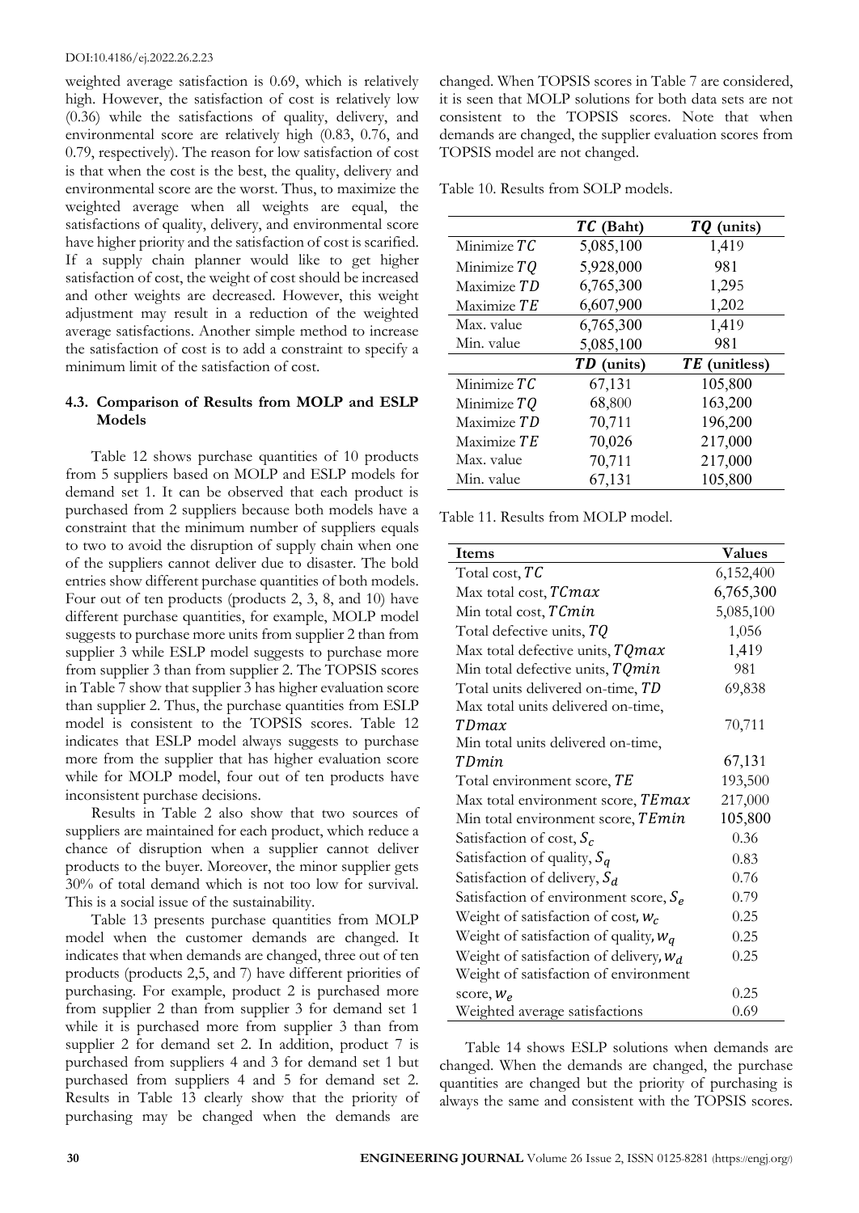weighted average satisfaction is 0.69, which is relatively high. However, the satisfaction of cost is relatively low (0.36) while the satisfactions of quality, delivery, and environmental score are relatively high (0.83, 0.76, and 0.79, respectively). The reason for low satisfaction of cost is that when the cost is the best, the quality, delivery and environmental score are the worst. Thus, to maximize the weighted average when all weights are equal, the satisfactions of quality, delivery, and environmental score have higher priority and the satisfaction of cost is scarified. If a supply chain planner would like to get higher satisfaction of cost, the weight of cost should be increased and other weights are decreased. However, this weight adjustment may result in a reduction of the weighted average satisfactions. Another simple method to increase the satisfaction of cost is to add a constraint to specify a minimum limit of the satisfaction of cost.

### 4.3. Comparison of Results from MOLP and ESLP Models

Table 12 shows purchase quantities of 10 products from 5 suppliers based on MOLP and ESLP models for demand set 1. It can be observed that each product is purchased from 2 suppliers because both models have a constraint that the minimum number of suppliers equals to two to avoid the disruption of supply chain when one of the suppliers cannot deliver due to disaster. The bold entries show different purchase quantities of both models. Four out of ten products (products 2, 3, 8, and 10) have different purchase quantities, for example, MOLP model suggests to purchase more units from supplier 2 than from supplier 3 while ESLP model suggests to purchase more from supplier 3 than from supplier 2. The TOPSIS scores in Table 7 show that supplier 3 has higher evaluation score than supplier 2. Thus, the purchase quantities from ESLP model is consistent to the TOPSIS scores. Table 12 indicates that ESLP model always suggests to purchase more from the supplier that has higher evaluation score while for MOLP model, four out of ten products have inconsistent purchase decisions.

Results in Table 2 also show that two sources of suppliers are maintained for each product, which reduce a chance of disruption when a supplier cannot deliver products to the buyer. Moreover, the minor supplier gets 30% of total demand which is not too low for survival. This is a social issue of the sustainability.

Table 13 presents purchase quantities from MOLP model when the customer demands are changed. It indicates that when demands are changed, three out of ten products (products 2,5, and 7) have different priorities of purchasing. For example, product 2 is purchased more from supplier 2 than from supplier 3 for demand set 1 while it is purchased more from supplier 3 than from supplier 2 for demand set 2. In addition, product 7 is purchased from suppliers 4 and 3 for demand set 1 but purchased from suppliers 4 and 5 for demand set 2. Results in Table 13 clearly show that the priority of purchasing may be changed when the demands are changed. When TOPSIS scores in Table 7 are considered, it is seen that MOLP solutions for both data sets are not consistent to the TOPSIS scores. Note that when demands are changed, the supplier evaluation scores from TOPSIS model are not changed.

Table 10. Results from SOLP models.

| | $TC$ (Baht) | $TQ$ (units) |
|---|---|---|
| Minimize $TC$ | 5,085,100 | 1,419 |
| Minimize $TQ$ | 5,928,000 | 981 |
| Maximize $TD$ | 6,765,300 | 1,295 |
| Maximize $TE$ | 6,607,900 | 1,202 |
| Max. value | 6,765,300 | 1,419 |
| Min. value | 5,085,100 | 981 |
| | $TD$ (units) | $TE$ (unitless) |
| Minimize $TC$ | 67,131 | 105,800 |
| Minimize $TQ$ | 68,800 | 163,200 |
| Maximize $TD$ | 70,711 | 196,200 |
| Maximize $TE$ | 70,026 | 217,000 |
| Max. value | 70,711 | 217,000 |
| Min. value | 67,131 | 105,800 |

Table 11. Results from MOLP model.

| Items | Values |
|---|---|
| Total cost, $TC$ | 6,152,400 |
| Max total cost, $TCmax$ | 6,765,300 |
| Min total cost, $TCmin$ | 5,085,100 |
| Total defective units, $TQ$ | 1,056 |
| Max total defective units, $TQmax$ | 1,419 |
| Min total defective units, $TQmin$ | 981 |
| Total units delivered on-time, $TD$ | 69,838 |
| Max total units delivered on-time, $TDmax$ | 70,711 |
| Min total units delivered on-time, $TDmin$ | 67,131 |
| Total environment score, $TE$ | 193,500 |
| Max total environment score, $TEmax$ | 217,000 |
| Min total environment score, $TEmin$ | 105,800 |
| Satisfaction of cost, $S_c$ | 0.36 |
| Satisfaction of quality, $S_q$ | 0.83 |
| Satisfaction of delivery, $S_d$ | 0.76 |
| Satisfaction of environment score, $S_e$ | 0.79 |
| Weight of satisfaction of cost, $w_c$ | 0.25 |
| Weight of satisfaction of quality, $w_q$ | 0.25 |
| Weight of satisfaction of delivery, $w_d$ | 0.25 |
| Weight of satisfaction of environment score, $w_e$ | 0.25 |
| Weighted average satisfactions | 0.69 |

Table 14 shows ESLP solutions when demands are changed. When the demands are changed, the purchase quantities are changed but the priority of purchasing is always the same and consistent with the TOPSIS scores.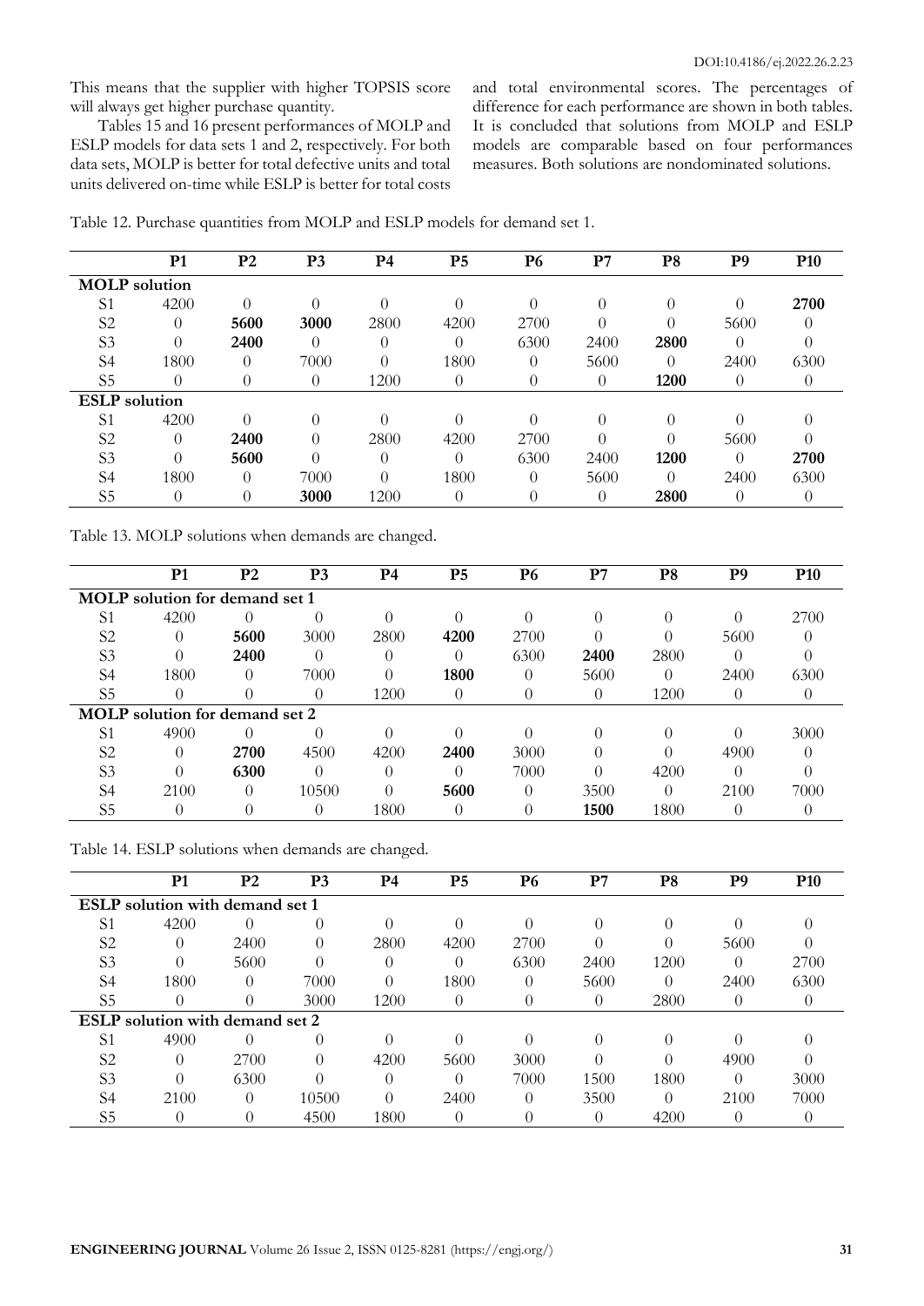This means that the supplier with higher TOPSIS score will always get higher purchase quantity.

Tables 15 and 16 present performances of MOLP and ESLP models for data sets 1 and 2, respectively. For both data sets, MOLP is better for total defective units and total units delivered on-time while ESLP is better for total costs and total environmental scores. The percentages of difference for each performance are shown in both tables. It is concluded that solutions from MOLP and ESLP models are comparable based on four performances measures. Both solutions are nondominated solutions.

Table 12. Purchase quantities from MOLP and ESLP models for demand set 1.

| | P1 | P2 | P3 | P4 | P5 | P6 | P7 | P8 | P9 | P10 |
|---|---|---|---|---|---|---|---|---|---|---|
| **MOLP solution** | | | | | | | | | | |
| S1 | 4200 | 0 | 0 | 0 | 0 | 0 | 0 | 0 | 0 | **2700** |
| S2 | 0 | **5600** | **3000** | 2800 | 4200 | 2700 | 0 | 0 | 5600 | 0 |
| S3 | 0 | **2400** | 0 | 0 | 0 | 6300 | 2400 | **2800** | 0 | 0 |
| S4 | 1800 | 0 | 7000 | 0 | 1800 | 0 | 5600 | 0 | 2400 | 6300 |
| S5 | 0 | 0 | 0 | 1200 | 0 | 0 | 0 | **1200** | 0 | 0 |
| **ESLP solution** | | | | | | | | | | |
| S1 | 4200 | 0 | 0 | 0 | 0 | 0 | 0 | 0 | 0 | 0 |
| S2 | 0 | **2400** | 0 | 2800 | 4200 | 2700 | 0 | 0 | 5600 | 0 |
| S3 | 0 | **5600** | 0 | 0 | 0 | 6300 | 2400 | **1200** | 0 | **2700** |
| S4 | 1800 | 0 | 7000 | 0 | 1800 | 0 | 5600 | 0 | 2400 | 6300 |
| S5 | 0 | 0 | **3000** | 1200 | 0 | 0 | 0 | **2800** | 0 | 0 |

Table 13. MOLP solutions when demands are changed.

| | P1 | P2 | P3 | P4 | P5 | P6 | P7 | P8 | P9 | P10 |
|---|---|---|---|---|---|---|---|---|---|---|
| **MOLP solution for demand set 1** | | | | | | | | | | |
| S1 | 4200 | 0 | 0 | 0 | 0 | 0 | 0 | 0 | 0 | 2700 |
| S2 | 0 | **5600** | 3000 | 2800 | **4200** | 2700 | 0 | 0 | 5600 | 0 |
| S3 | 0 | **2400** | 0 | 0 | 0 | 6300 | **2400** | 2800 | 0 | 0 |
| S4 | 1800 | 0 | 7000 | 0 | **1800** | 0 | 5600 | 0 | 2400 | 6300 |
| S5 | 0 | 0 | 0 | 1200 | 0 | 0 | 0 | 1200 | 0 | 0 |
| **MOLP solution for demand set 2** | | | | | | | | | | |
| S1 | 4900 | 0 | 0 | 0 | 0 | 0 | 0 | 0 | 0 | 3000 |
| S2 | 0 | **2700** | 4500 | 4200 | **2400** | 3000 | 0 | 0 | 4900 | 0 |
| S3 | 0 | **6300** | 0 | 0 | 0 | 7000 | 0 | 4200 | 0 | 0 |
| S4 | 2100 | 0 | 10500 | 0 | **5600** | 0 | 3500 | 0 | 2100 | 7000 |
| S5 | 0 | 0 | 0 | 1800 | 0 | 0 | **1500** | 1800 | 0 | 0 |

Table 14. ESLP solutions when demands are changed.

| | P1 | P2 | P3 | P4 | P5 | P6 | P7 | P8 | P9 | P10 |
|---|---|---|---|---|---|---|---|---|---|---|
| **ESLP solution with demand set 1** | | | | | | | | | | |
| S1 | 4200 | 0 | 0 | 0 | 0 | 0 | 0 | 0 | 0 | 0 |
| S2 | 0 | 2400 | 0 | 2800 | 4200 | 2700 | 0 | 0 | 5600 | 0 |
| S3 | 0 | 5600 | 0 | 0 | 0 | 6300 | 2400 | 1200 | 0 | 2700 |
| S4 | 1800 | 0 | 7000 | 0 | 1800 | 0 | 5600 | 0 | 2400 | 6300 |
| S5 | 0 | 0 | 3000 | 1200 | 0 | 0 | 0 | 2800 | 0 | 0 |
| **ESLP solution with demand set 2** | | | | | | | | | | |
| S1 | 4900 | 0 | 0 | 0 | 0 | 0 | 0 | 0 | 0 | 0 |
| S2 | 0 | 2700 | 0 | 4200 | 5600 | 3000 | 0 | 0 | 4900 | 0 |
| S3 | 0 | 6300 | 0 | 0 | 0 | 7000 | 1500 | 1800 | 0 | 3000 |
| S4 | 2100 | 0 | 10500 | 0 | 2400 | 0 | 3500 | 0 | 2100 | 7000 |
| S5 | 0 | 0 | 4500 | 1800 | 0 | 0 | 0 | 4200 | 0 | 0 |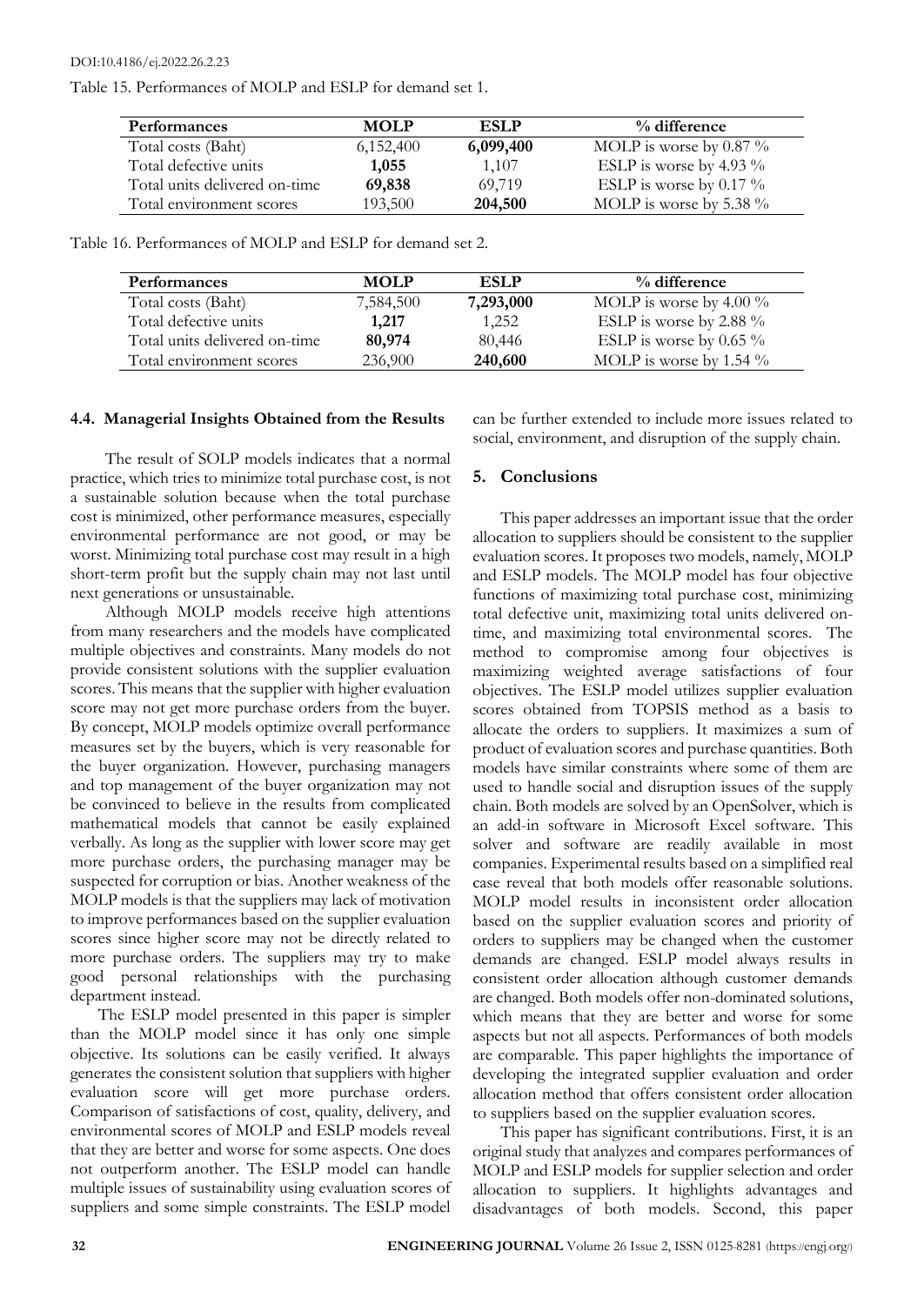Table 15. Performances of MOLP and ESLP for demand set 1.

| Performances | MOLP | ESLP | % difference |
|---|---|---|---|
| Total costs (Baht) | 6,152,400 | **6,099,400** | MOLP is worse by 0.87 % |
| Total defective units | **1,055** | 1,107 | ESLP is worse by 4.93 % |
| Total units delivered on-time | **69,838** | 69,719 | ESLP is worse by 0.17 % |
| Total environment scores | 193,500 | **204,500** | MOLP is worse by 5.38 % |

Table 16. Performances of MOLP and ESLP for demand set 2.

| Performances | MOLP | ESLP | % difference |
|---|---|---|---|
| Total costs (Baht) | 7,584,500 | **7,293,000** | MOLP is worse by 4.00 % |
| Total defective units | **1,217** | 1,252 | ESLP is worse by 2.88 % |
| Total units delivered on-time | **80,974** | 80,446 | ESLP is worse by 0.65 % |
| Total environment scores | 236,900 | **240,600** | MOLP is worse by 1.54 % |

### 4.4. Managerial Insights Obtained from the Results

The result of SOLP models indicates that a normal practice, which tries to minimize total purchase cost, is not a sustainable solution because when the total purchase cost is minimized, other performance measures, especially environmental performance are not good, or may be worst. Minimizing total purchase cost may result in a high short-term profit but the supply chain may not last until next generations or unsustainable.

Although MOLP models receive high attentions from many researchers and the models have complicated multiple objectives and constraints. Many models do not provide consistent solutions with the supplier evaluation scores. This means that the supplier with higher evaluation score may not get more purchase orders from the buyer. By concept, MOLP models optimize overall performance measures set by the buyers, which is very reasonable for the buyer organization. However, purchasing managers and top management of the buyer organization may not be convinced to believe in the results from complicated mathematical models that cannot be easily explained verbally. As long as the supplier with lower score may get more purchase orders, the purchasing manager may be suspected for corruption or bias. Another weakness of the MOLP models is that the suppliers may lack of motivation to improve performances based on the supplier evaluation scores since higher score may not be directly related to more purchase orders. The suppliers may try to make good personal relationships with the purchasing department instead.

The ESLP model presented in this paper is simpler than the MOLP model since it has only one simple objective. Its solutions can be easily verified. It always generates the consistent solution that suppliers with higher evaluation score will get more purchase orders. Comparison of satisfactions of cost, quality, delivery, and environmental scores of MOLP and ESLP models reveal that they are better and worse for some aspects. One does not outperform another. The ESLP model can handle multiple issues of sustainability using evaluation scores of suppliers and some simple constraints. The ESLP model can be further extended to include more issues related to social, environment, and disruption of the supply chain.

## 5. Conclusions

This paper addresses an important issue that the order allocation to suppliers should be consistent to the supplier evaluation scores. It proposes two models, namely, MOLP and ESLP models. The MOLP model has four objective functions of maximizing total purchase cost, minimizing total defective unit, maximizing total units delivered on-time, and maximizing total environmental scores. The method to compromise among four objectives is maximizing weighted average satisfactions of four objectives. The ESLP model utilizes supplier evaluation scores obtained from TOPSIS method as a basis to allocate the orders to suppliers. It maximizes a sum of product of evaluation scores and purchase quantities. Both models have similar constraints where some of them are used to handle social and disruption issues of the supply chain. Both models are solved by an OpenSolver, which is an add-in software in Microsoft Excel software. This solver and software are readily available in most companies. Experimental results based on a simplified real case reveal that both models offer reasonable solutions. MOLP model results in inconsistent order allocation based on the supplier evaluation scores and priority of orders to suppliers may be changed when the customer demands are changed. ESLP model always results in consistent order allocation although customer demands are changed. Both models offer non-dominated solutions, which means that they are better and worse for some aspects but not all aspects. Performances of both models are comparable. This paper highlights the importance of developing the integrated supplier evaluation and order allocation method that offers consistent order allocation to suppliers based on the supplier evaluation scores.

This paper has significant contributions. First, it is an original study that analyzes and compares performances of MOLP and ESLP models for supplier selection and order allocation to suppliers. It highlights advantages and disadvantages of both models. Second, this paper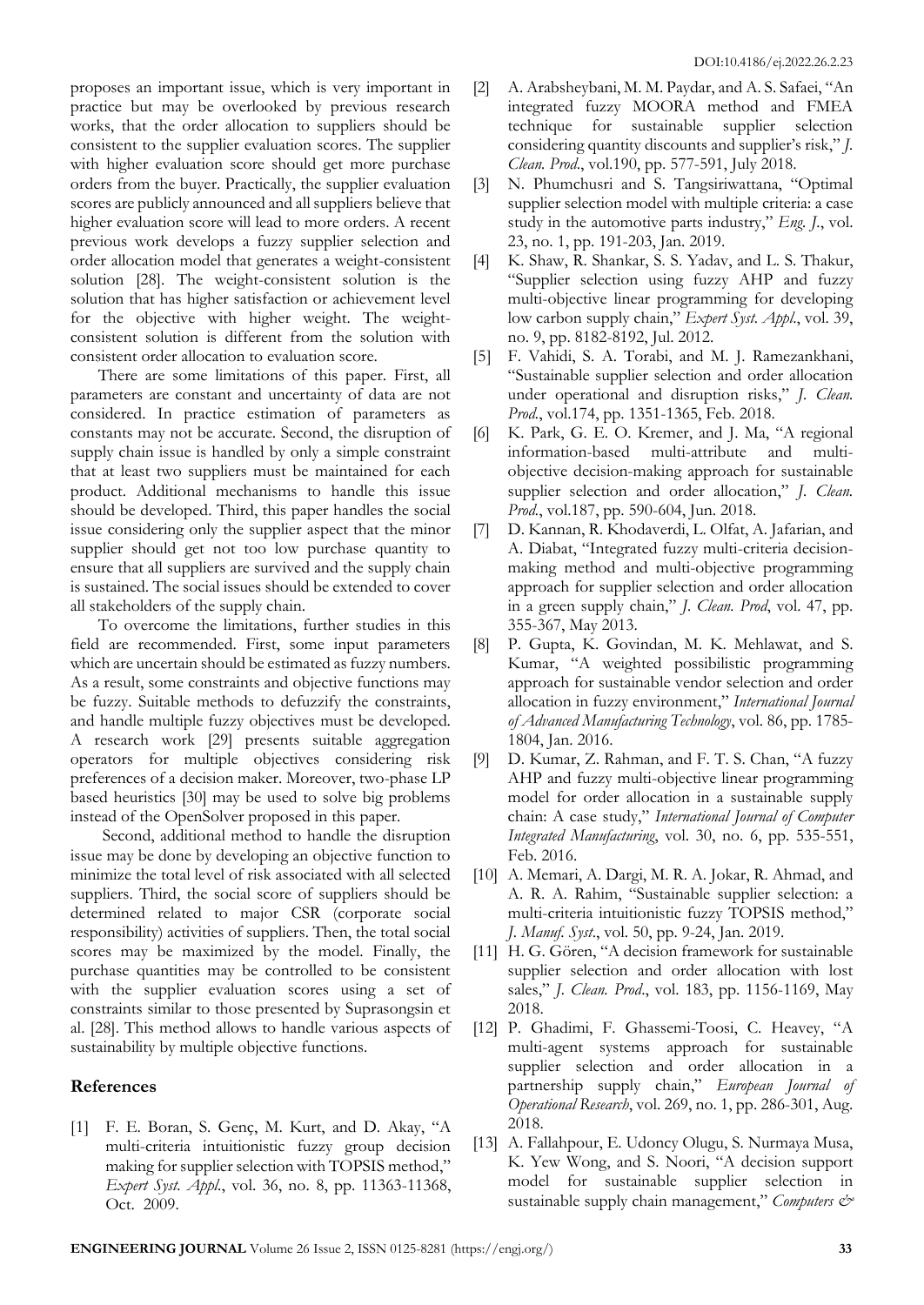proposes an important issue, which is very important in practice but may be overlooked by previous research works, that the order allocation to suppliers should be consistent to the supplier evaluation scores. The supplier with higher evaluation score should get more purchase orders from the buyer. Practically, the supplier evaluation scores are publicly announced and all suppliers believe that higher evaluation score will lead to more orders. A recent previous work develops a fuzzy supplier selection and order allocation model that generates a weight-consistent solution [28]. The weight-consistent solution is the solution that has higher satisfaction or achievement level for the objective with higher weight. The weight-consistent solution is different from the solution with consistent order allocation to evaluation score.

There are some limitations of this paper. First, all parameters are constant and uncertainty of data are not considered. In practice estimation of parameters as constants may not be accurate. Second, the disruption of supply chain issue is handled by only a simple constraint that at least two suppliers must be maintained for each product. Additional mechanisms to handle this issue should be developed. Third, this paper handles the social issue considering only the supplier aspect that the minor supplier should get not too low purchase quantity to ensure that all suppliers are survived and the supply chain is sustained. The social issues should be extended to cover all stakeholders of the supply chain.

To overcome the limitations, further studies in this field are recommended. First, some input parameters which are uncertain should be estimated as fuzzy numbers. As a result, some constraints and objective functions may be fuzzy. Suitable methods to defuzzify the constraints, and handle multiple fuzzy objectives must be developed. A research work [29] presents suitable aggregation operators for multiple objectives considering risk preferences of a decision maker. Moreover, two-phase LP based heuristics [30] may be used to solve big problems instead of the OpenSolver proposed in this paper.

Second, additional method to handle the disruption issue may be done by developing an objective function to minimize the total level of risk associated with all selected suppliers. Third, the social score of suppliers should be determined related to major CSR (corporate social responsibility) activities of suppliers. Then, the total social scores may be maximized by the model. Finally, the purchase quantities may be controlled to be consistent with the supplier evaluation scores using a set of constraints similar to those presented by Suprasongsin et al. [28]. This method allows to handle various aspects of sustainability by multiple objective functions.

## References

[1] F. E. Boran, S. Genç, M. Kurt, and D. Akay, "A multi-criteria intuitionistic fuzzy group decision making for supplier selection with TOPSIS method," *Expert Syst. Appl.*, vol. 36, no. 8, pp. 11363-11368, Oct. 2009.

[2] A. Arabsheybani, M. M. Paydar, and A. S. Safaei, "An integrated fuzzy MOORA method and FMEA technique for sustainable supplier selection considering quantity discounts and supplier's risk," *J. Clean. Prod.*, vol.190, pp. 577-591, July 2018.

[3] N. Phumchusri and S. Tangsiriwattana, "Optimal supplier selection model with multiple criteria: a case study in the automotive parts industry," *Eng. J.*, vol. 23, no. 1, pp. 191-203, Jan. 2019.

[4] K. Shaw, R. Shankar, S. S. Yadav, and L. S. Thakur, "Supplier selection using fuzzy AHP and fuzzy multi-objective linear programming for developing low carbon supply chain," *Expert Syst. Appl.*, vol. 39, no. 9, pp. 8182-8192, Jul. 2012.

[5] F. Vahidi, S. A. Torabi, and M. J. Ramezankhani, "Sustainable supplier selection and order allocation under operational and disruption risks," *J. Clean. Prod.*, vol.174, pp. 1351-1365, Feb. 2018.

[6] K. Park, G. E. O. Kremer, and J. Ma, "A regional information-based multi-attribute and multi-objective decision-making approach for sustainable supplier selection and order allocation," *J. Clean. Prod.*, vol.187, pp. 590-604, Jun. 2018.

[7] D. Kannan, R. Khodaverdi, L. Olfat, A. Jafarian, and A. Diabat, "Integrated fuzzy multi-criteria decision-making method and multi-objective programming approach for supplier selection and order allocation in a green supply chain," *J. Clean. Prod*, vol. 47, pp. 355-367, May 2013.

[8] P. Gupta, K. Govindan, M. K. Mehlawat, and S. Kumar, "A weighted possibilistic programming approach for sustainable vendor selection and order allocation in fuzzy environment," *International Journal of Advanced Manufacturing Technology*, vol. 86, pp. 1785-1804, Jan. 2016.

[9] D. Kumar, Z. Rahman, and F. T. S. Chan, "A fuzzy AHP and fuzzy multi-objective linear programming model for order allocation in a sustainable supply chain: A case study," *International Journal of Computer Integrated Manufacturing*, vol. 30, no. 6, pp. 535-551, Feb. 2016.

[10] A. Memari, A. Dargi, M. R. A. Jokar, R. Ahmad, and A. R. A. Rahim, "Sustainable supplier selection: a multi-criteria intuitionistic fuzzy TOPSIS method," *J. Manuf. Syst.*, vol. 50, pp. 9-24, Jan. 2019.

[11] H. G. Gören, "A decision framework for sustainable supplier selection and order allocation with lost sales," *J. Clean. Prod.*, vol. 183, pp. 1156-1169, May 2018.

[12] P. Ghadimi, F. Ghassemi-Toosi, C. Heavey, "A multi-agent systems approach for sustainable supplier selection and order allocation in a partnership supply chain," *European Journal of Operational Research*, vol. 269, no. 1, pp. 286-301, Aug. 2018.

[13] A. Fallahpour, E. Udoncy Olugu, S. Nurmaya Musa, K. Yew Wong, and S. Noori, "A decision support model for sustainable supplier selection in sustainable supply chain management," *Computers &*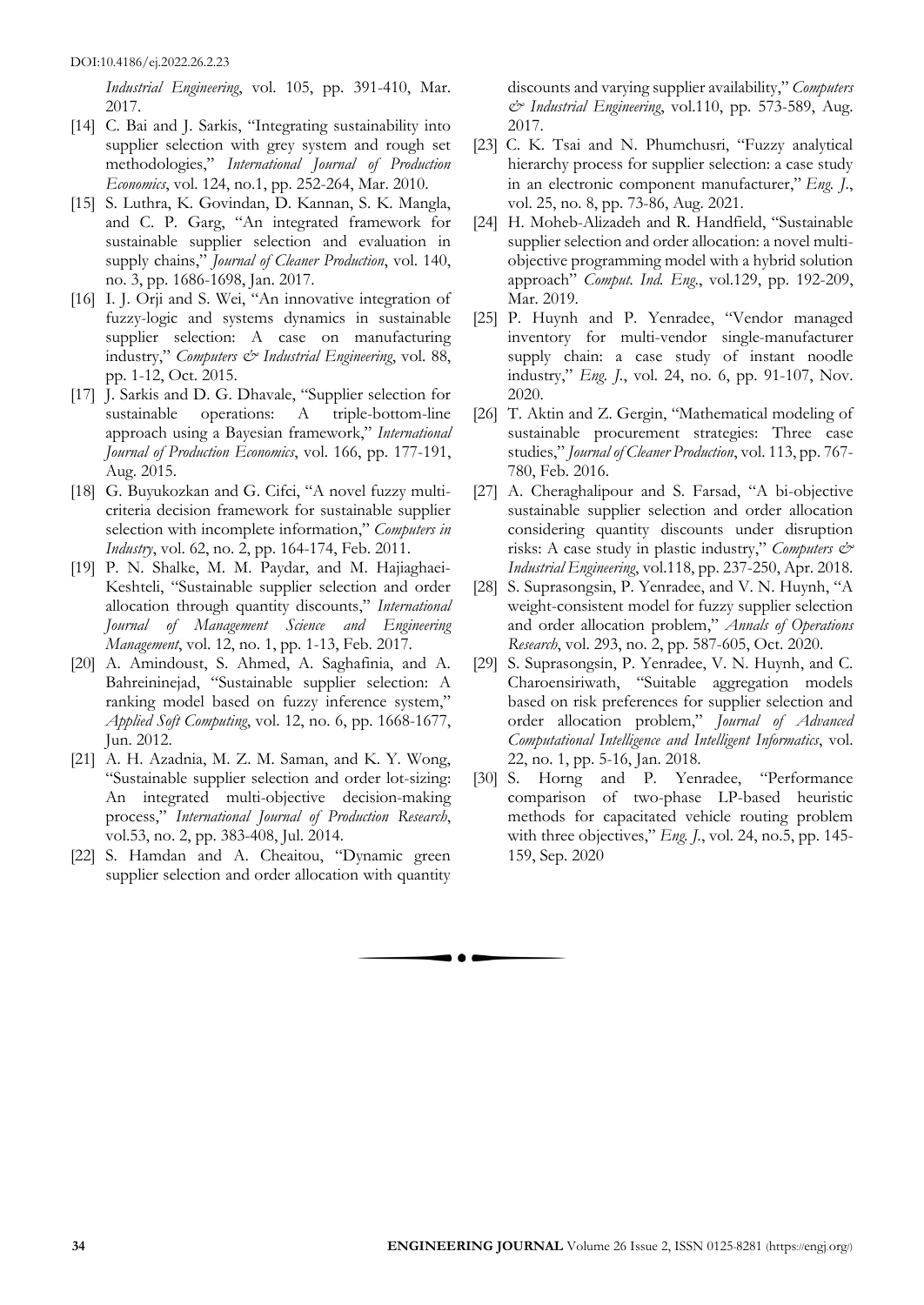*Industrial Engineering*, vol. 105, pp. 391-410, Mar. 2017.

[14] C. Bai and J. Sarkis, "Integrating sustainability into supplier selection with grey system and rough set methodologies," *International Journal of Production Economics*, vol. 124, no.1, pp. 252-264, Mar. 2010.

[15] S. Luthra, K. Govindan, D. Kannan, S. K. Mangla, and C. P. Garg, "An integrated framework for sustainable supplier selection and evaluation in supply chains," *Journal of Cleaner Production*, vol. 140, no. 3, pp. 1686-1698, Jan. 2017.

[16] I. J. Orji and S. Wei, "An innovative integration of fuzzy-logic and systems dynamics in sustainable supplier selection: A case on manufacturing industry," *Computers & Industrial Engineering*, vol. 88, pp. 1-12, Oct. 2015.

[17] J. Sarkis and D. G. Dhavale, "Supplier selection for sustainable operations: A triple-bottom-line approach using a Bayesian framework," *International Journal of Production Economics*, vol. 166, pp. 177-191, Aug. 2015.

[18] G. Buyukozkan and G. Cifci, "A novel fuzzy multi-criteria decision framework for sustainable supplier selection with incomplete information," *Computers in Industry*, vol. 62, no. 2, pp. 164-174, Feb. 2011.

[19] P. N. Shalke, M. M. Paydar, and M. Hajiaghaei-Keshteli, "Sustainable supplier selection and order allocation through quantity discounts," *International Journal of Management Science and Engineering Management*, vol. 12, no. 1, pp. 1-13, Feb. 2017.

[20] A. Amindoust, S. Ahmed, A. Saghafinia, and A. Bahreininejad, "Sustainable supplier selection: A ranking model based on fuzzy inference system," *Applied Soft Computing*, vol. 12, no. 6, pp. 1668-1677, Jun. 2012.

[21] A. H. Azadnia, M. Z. M. Saman, and K. Y. Wong, "Sustainable supplier selection and order lot-sizing: An integrated multi-objective decision-making process," *International Journal of Production Research*, vol.53, no. 2, pp. 383-408, Jul. 2014.

[22] S. Hamdan and A. Cheaitou, "Dynamic green supplier selection and order allocation with quantity discounts and varying supplier availability," *Computers & Industrial Engineering*, vol.110, pp. 573-589, Aug. 2017.

[23] C. K. Tsai and N. Phumchusri, "Fuzzy analytical hierarchy process for supplier selection: a case study in an electronic component manufacturer," *Eng. J.*, vol. 25, no. 8, pp. 73-86, Aug. 2021.

[24] H. Moheb-Alizadeh and R. Handfield, "Sustainable supplier selection and order allocation: a novel multi-objective programming model with a hybrid solution approach" *Comput. Ind. Eng.*, vol.129, pp. 192-209, Mar. 2019.

[25] P. Huynh and P. Yenradee, "Vendor managed inventory for multi-vendor single-manufacturer supply chain: a case study of instant noodle industry," *Eng. J.*, vol. 24, no. 6, pp. 91-107, Nov. 2020.

[26] T. Aktin and Z. Gergin, "Mathematical modeling of sustainable procurement strategies: Three case studies," *Journal of Cleaner Production*, vol. 113, pp. 767-780, Feb. 2016.

[27] A. Cheraghalipour and S. Farsad, "A bi-objective sustainable supplier selection and order allocation considering quantity discounts under disruption risks: A case study in plastic industry," *Computers & Industrial Engineering*, vol.118, pp. 237-250, Apr. 2018.

[28] S. Suprasongsin, P. Yenradee, and V. N. Huynh, "A weight-consistent model for fuzzy supplier selection and order allocation problem," *Annals of Operations Research*, vol. 293, no. 2, pp. 587-605, Oct. 2020.

[29] S. Suprasongsin, P. Yenradee, V. N. Huynh, and C. Charoensiriwath, "Suitable aggregation models based on risk preferences for supplier selection and order allocation problem," *Journal of Advanced Computational Intelligence and Intelligent Informatics*, vol. 22, no. 1, pp. 5-16, Jan. 2018.

[30] S. Horng and P. Yenradee, "Performance comparison of two-phase LP-based heuristic methods for capacitated vehicle routing problem with three objectives," *Eng. J.*, vol. 24, no.5, pp. 145-159, Sep. 2020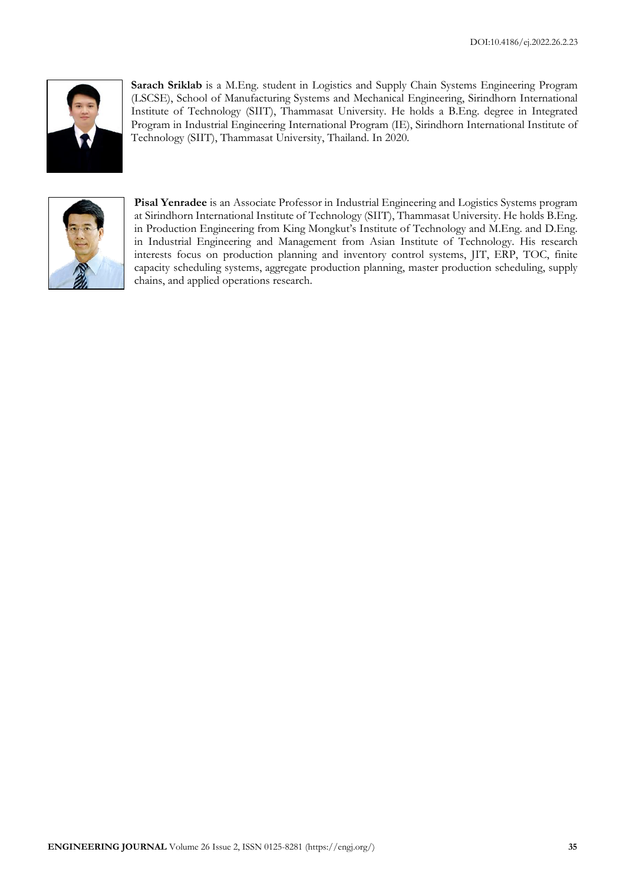**Sarach Sriklab** is a M.Eng. student in Logistics and Supply Chain Systems Engineering Program (LSCSE), School of Manufacturing Systems and Mechanical Engineering, Sirindhorn International Institute of Technology (SIIT), Thammasat University. He holds a B.Eng. degree in Integrated Program in Industrial Engineering International Program (IE), Sirindhorn International Institute of Technology (SIIT), Thammasat University, Thailand. In 2020.

**Pisal Yenradee** is an Associate Professor in Industrial Engineering and Logistics Systems program at Sirindhorn International Institute of Technology (SIIT), Thammasat University. He holds B.Eng. in Production Engineering from King Mongkut's Institute of Technology and M.Eng. and D.Eng. in Industrial Engineering and Management from Asian Institute of Technology. His research interests focus on production planning and inventory control systems, JIT, ERP, TOC, finite capacity scheduling systems, aggregate production planning, master production scheduling, supply chains, and applied operations research.